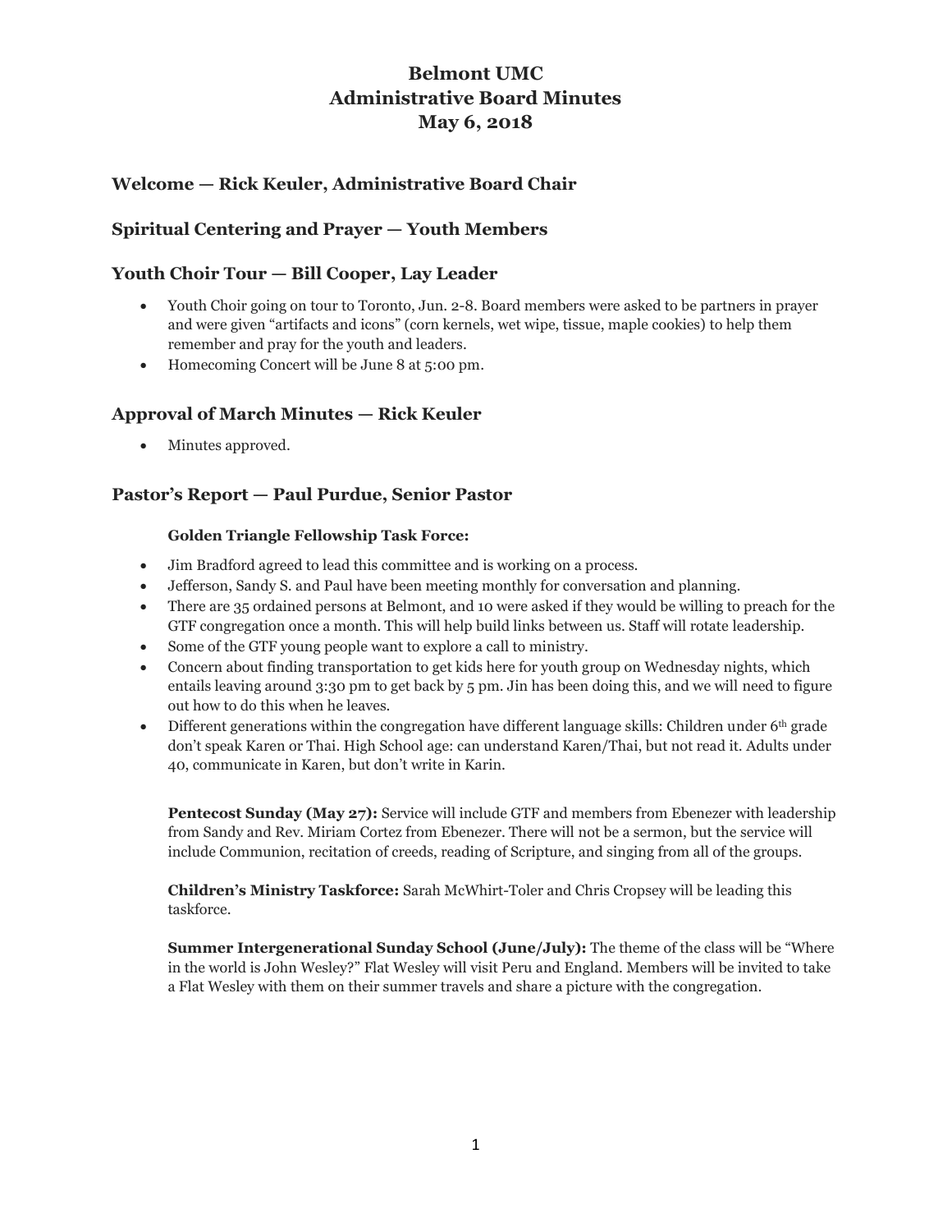# Belmont UMC
# Administrative Board Minutes
# May 6, 2018

## Welcome — Rick Keuler, Administrative Board Chair

## Spiritual Centering and Prayer — Youth Members

## Youth Choir Tour — Bill Cooper, Lay Leader

- Youth Choir going on tour to Toronto, Jun. 2-8. Board members were asked to be partners in prayer and were given "artifacts and icons" (corn kernels, wet wipe, tissue, maple cookies) to help them remember and pray for the youth and leaders.
- Homecoming Concert will be June 8 at 5:00 pm.

## Approval of March Minutes — Rick Keuler

- Minutes approved.

## Pastor's Report — Paul Purdue, Senior Pastor

**Golden Triangle Fellowship Task Force:**

- Jim Bradford agreed to lead this committee and is working on a process.
- Jefferson, Sandy S. and Paul have been meeting monthly for conversation and planning.
- There are 35 ordained persons at Belmont, and 10 were asked if they would be willing to preach for the GTF congregation once a month. This will help build links between us. Staff will rotate leadership.
- Some of the GTF young people want to explore a call to ministry.
- Concern about finding transportation to get kids here for youth group on Wednesday nights, which entails leaving around 3:30 pm to get back by 5 pm. Jin has been doing this, and we will need to figure out how to do this when he leaves.
- Different generations within the congregation have different language skills: Children under 6th grade don't speak Karen or Thai. High School age: can understand Karen/Thai, but not read it. Adults under 40, communicate in Karen, but don't write in Karin.

**Pentecost Sunday (May 27):** Service will include GTF and members from Ebenezer with leadership from Sandy and Rev. Miriam Cortez from Ebenezer. There will not be a sermon, but the service will include Communion, recitation of creeds, reading of Scripture, and singing from all of the groups.

**Children's Ministry Taskforce:** Sarah McWhirt-Toler and Chris Cropsey will be leading this taskforce.

**Summer Intergenerational Sunday School (June/July):** The theme of the class will be "Where in the world is John Wesley?" Flat Wesley will visit Peru and England. Members will be invited to take a Flat Wesley with them on their summer travels and share a picture with the congregation.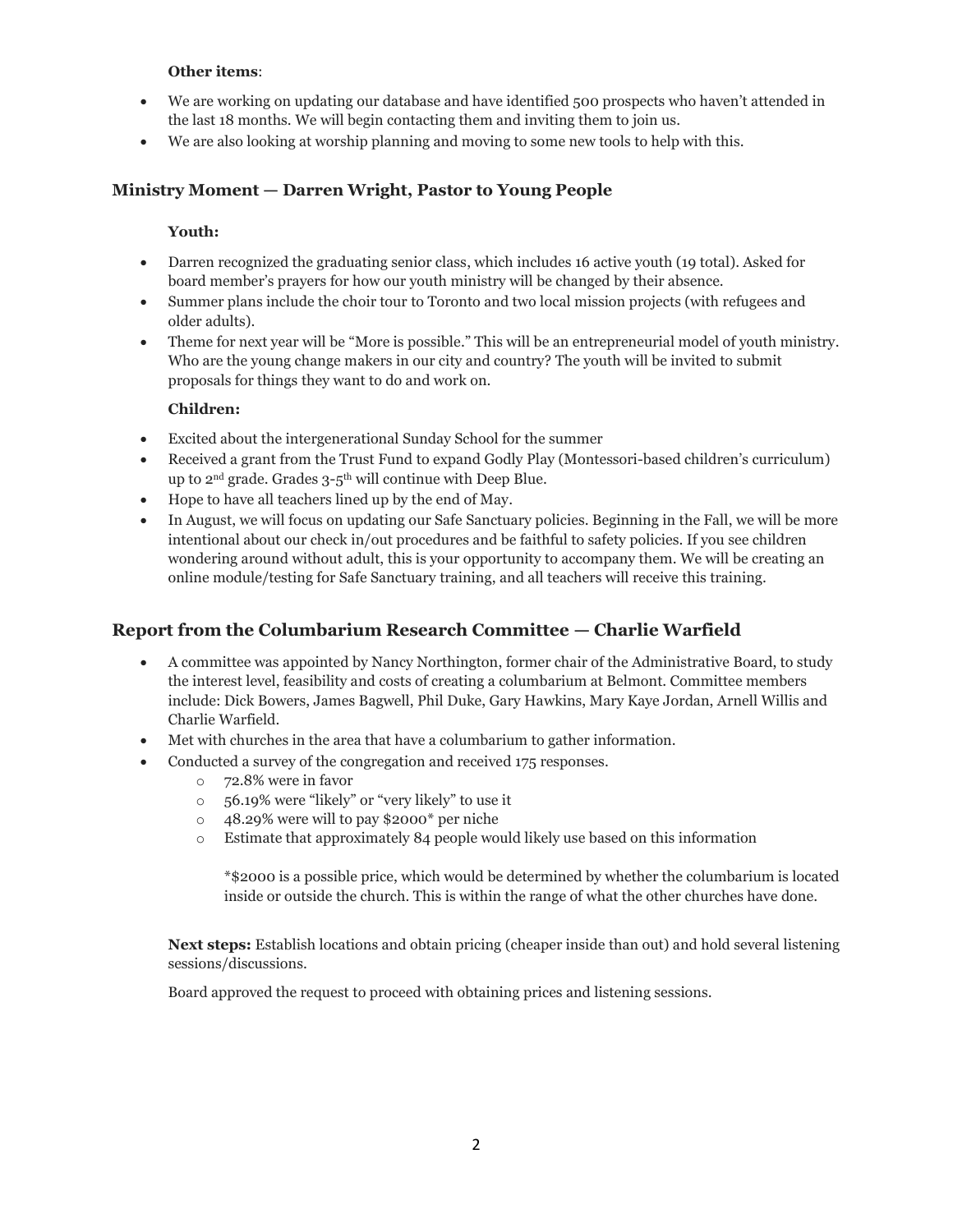**Other items**:

- We are working on updating our database and have identified 500 prospects who haven't attended in the last 18 months. We will begin contacting them and inviting them to join us.
- We are also looking at worship planning and moving to some new tools to help with this.

## Ministry Moment — Darren Wright, Pastor to Young People

**Youth:**

- Darren recognized the graduating senior class, which includes 16 active youth (19 total). Asked for board member's prayers for how our youth ministry will be changed by their absence.
- Summer plans include the choir tour to Toronto and two local mission projects (with refugees and older adults).
- Theme for next year will be "More is possible." This will be an entrepreneurial model of youth ministry. Who are the young change makers in our city and country? The youth will be invited to submit proposals for things they want to do and work on.

**Children:**

- Excited about the intergenerational Sunday School for the summer
- Received a grant from the Trust Fund to expand Godly Play (Montessori-based children's curriculum) up to 2nd grade. Grades 3-5th will continue with Deep Blue.
- Hope to have all teachers lined up by the end of May.
- In August, we will focus on updating our Safe Sanctuary policies. Beginning in the Fall, we will be more intentional about our check in/out procedures and be faithful to safety policies. If you see children wondering around without adult, this is your opportunity to accompany them. We will be creating an online module/testing for Safe Sanctuary training, and all teachers will receive this training.

## Report from the Columbarium Research Committee — Charlie Warfield

- A committee was appointed by Nancy Northington, former chair of the Administrative Board, to study the interest level, feasibility and costs of creating a columbarium at Belmont. Committee members include: Dick Bowers, James Bagwell, Phil Duke, Gary Hawkins, Mary Kaye Jordan, Arnell Willis and Charlie Warfield.
- Met with churches in the area that have a columbarium to gather information.
- Conducted a survey of the congregation and received 175 responses.
  - 72.8% were in favor
  - 56.19% were "likely" or "very likely" to use it
  - 48.29% were will to pay $2000* per niche
  - Estimate that approximately 84 people would likely use based on this information

    *$2000 is a possible price, which would be determined by whether the columbarium is located inside or outside the church. This is within the range of what the other churches have done.

**Next steps:** Establish locations and obtain pricing (cheaper inside than out) and hold several listening sessions/discussions.

Board approved the request to proceed with obtaining prices and listening sessions.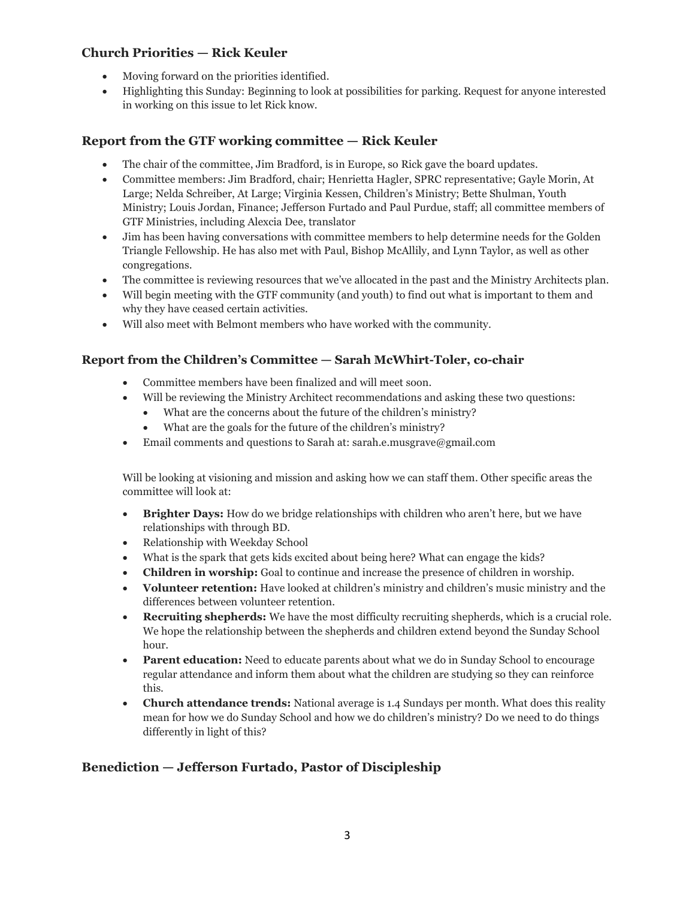### Church Priorities — Rick Keuler

- Moving forward on the priorities identified.
- Highlighting this Sunday: Beginning to look at possibilities for parking. Request for anyone interested in working on this issue to let Rick know.

### Report from the GTF working committee — Rick Keuler

- The chair of the committee, Jim Bradford, is in Europe, so Rick gave the board updates.
- Committee members: Jim Bradford, chair; Henrietta Hagler, SPRC representative; Gayle Morin, At Large; Nelda Schreiber, At Large; Virginia Kessen, Children's Ministry; Bette Shulman, Youth Ministry; Louis Jordan, Finance; Jefferson Furtado and Paul Purdue, staff; all committee members of GTF Ministries, including Alexcia Dee, translator
- Jim has been having conversations with committee members to help determine needs for the Golden Triangle Fellowship. He has also met with Paul, Bishop McAllily, and Lynn Taylor, as well as other congregations.
- The committee is reviewing resources that we've allocated in the past and the Ministry Architects plan.
- Will begin meeting with the GTF community (and youth) to find out what is important to them and why they have ceased certain activities.
- Will also meet with Belmont members who have worked with the community.

### Report from the Children's Committee — Sarah McWhirt-Toler, co-chair

- Committee members have been finalized and will meet soon.
- Will be reviewing the Ministry Architect recommendations and asking these two questions:
  - What are the concerns about the future of the children's ministry?
  - What are the goals for the future of the children's ministry?
- Email comments and questions to Sarah at: sarah.e.musgrave@gmail.com

Will be looking at visioning and mission and asking how we can staff them. Other specific areas the committee will look at:

- **Brighter Days:** How do we bridge relationships with children who aren't here, but we have relationships with through BD.
- Relationship with Weekday School
- What is the spark that gets kids excited about being here? What can engage the kids?
- **Children in worship:** Goal to continue and increase the presence of children in worship.
- **Volunteer retention:** Have looked at children's ministry and children's music ministry and the differences between volunteer retention.
- **Recruiting shepherds:** We have the most difficulty recruiting shepherds, which is a crucial role. We hope the relationship between the shepherds and children extend beyond the Sunday School hour.
- **Parent education:** Need to educate parents about what we do in Sunday School to encourage regular attendance and inform them about what the children are studying so they can reinforce this.
- **Church attendance trends:** National average is 1.4 Sundays per month. What does this reality mean for how we do Sunday School and how we do children's ministry? Do we need to do things differently in light of this?

### Benediction — Jefferson Furtado, Pastor of Discipleship